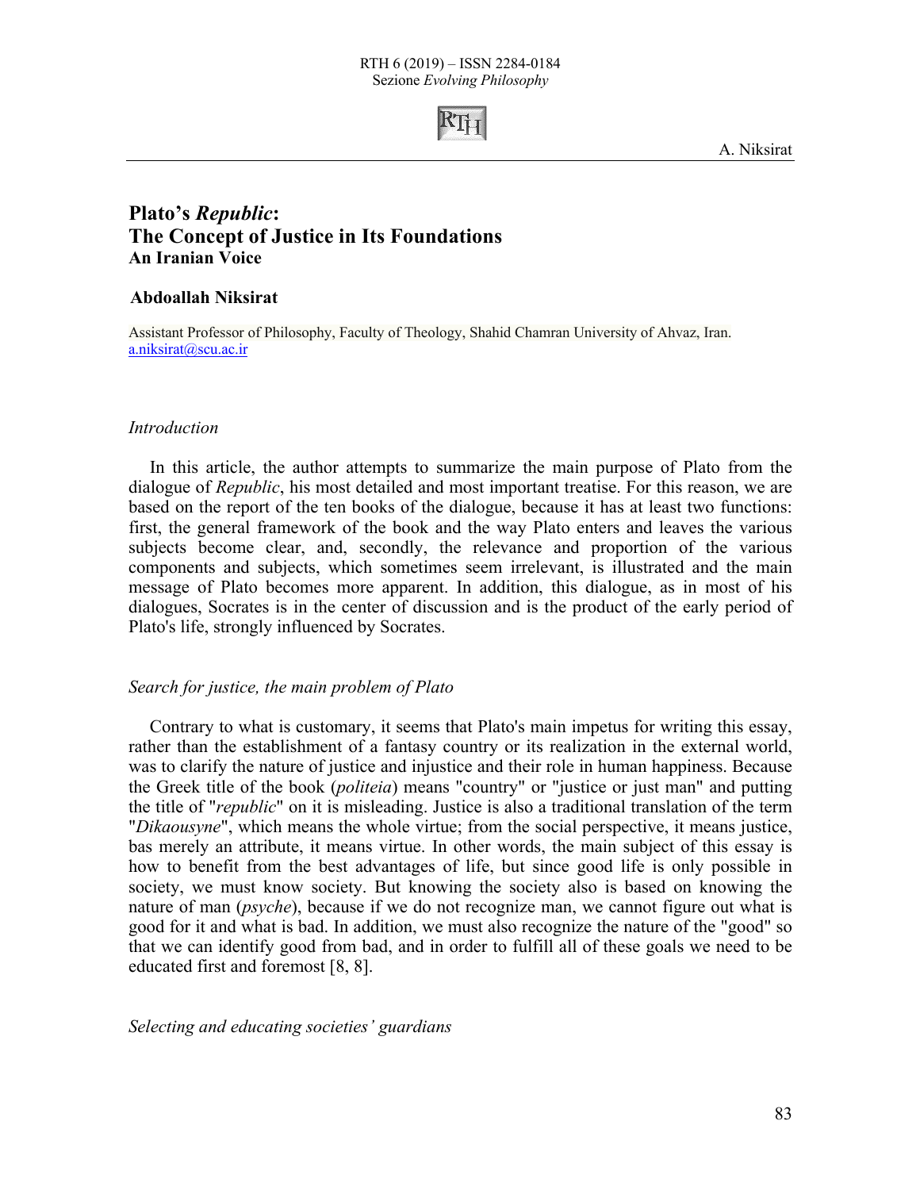# Plato's *Republic*: The Concept of Justice in Its Foundations

## An Iranian Voice

**Abdoallah Niksirat**

Assistant Professor of Philosophy, Faculty of Theology, Shahid Chamran University of Ahvaz, Iran.
a.niksirat@scu.ac.ir

### *Introduction*

In this article, the author attempts to summarize the main purpose of Plato from the dialogue of *Republic*, his most detailed and most important treatise. For this reason, we are based on the report of the ten books of the dialogue, because it has at least two functions: first, the general framework of the book and the way Plato enters and leaves the various subjects become clear, and, secondly, the relevance and proportion of the various components and subjects, which sometimes seem irrelevant, is illustrated and the main message of Plato becomes more apparent. In addition, this dialogue, as in most of his dialogues, Socrates is in the center of discussion and is the product of the early period of Plato's life, strongly influenced by Socrates.

### *Search for justice, the main problem of Plato*

Contrary to what is customary, it seems that Plato's main impetus for writing this essay, rather than the establishment of a fantasy country or its realization in the external world, was to clarify the nature of justice and injustice and their role in human happiness. Because the Greek title of the book (*politeia*) means "country" or "justice or just man" and putting the title of "*republic*" on it is misleading. Justice is also a traditional translation of the term "*Dikaousyne*", which means the whole virtue; from the social perspective, it means justice, bas merely an attribute, it means virtue. In other words, the main subject of this essay is how to benefit from the best advantages of life, but since good life is only possible in society, we must know society. But knowing the society also is based on knowing the nature of man (*psyche*), because if we do not recognize man, we cannot figure out what is good for it and what is bad. In addition, we must also recognize the nature of the "good" so that we can identify good from bad, and in order to fulfill all of these goals we need to be educated first and foremost [8, 8].

### *Selecting and educating societies' guardians*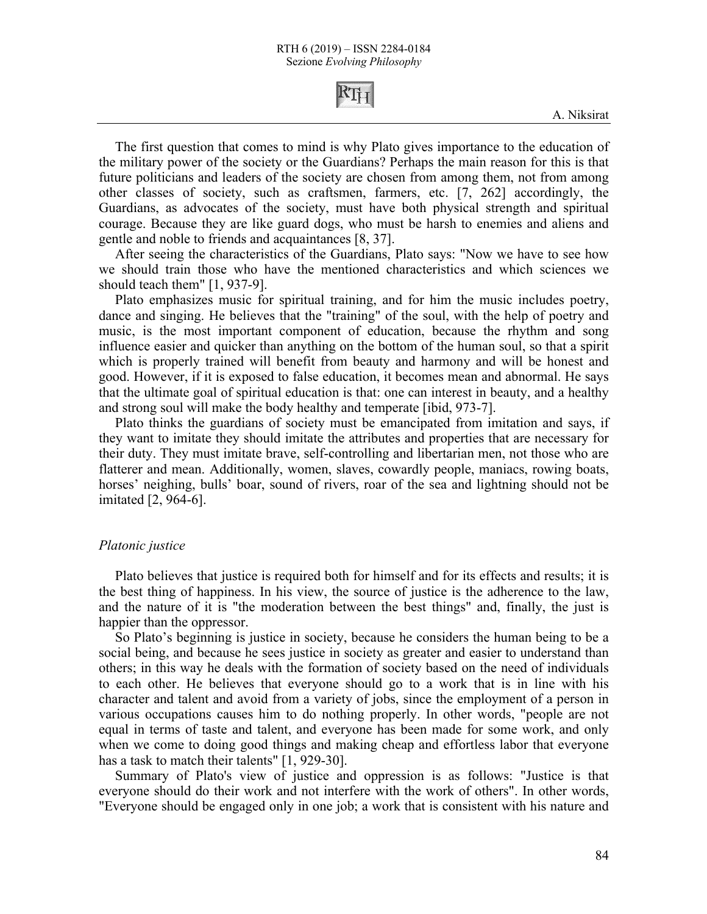The first question that comes to mind is why Plato gives importance to the education of the military power of the society or the Guardians? Perhaps the main reason for this is that future politicians and leaders of the society are chosen from among them, not from among other classes of society, such as craftsmen, farmers, etc. [7, 262] accordingly, the Guardians, as advocates of the society, must have both physical strength and spiritual courage. Because they are like guard dogs, who must be harsh to enemies and aliens and gentle and noble to friends and acquaintances [8, 37].

After seeing the characteristics of the Guardians, Plato says: "Now we have to see how we should train those who have the mentioned characteristics and which sciences we should teach them" [1, 937-9].

Plato emphasizes music for spiritual training, and for him the music includes poetry, dance and singing. He believes that the "training" of the soul, with the help of poetry and music, is the most important component of education, because the rhythm and song influence easier and quicker than anything on the bottom of the human soul, so that a spirit which is properly trained will benefit from beauty and harmony and will be honest and good. However, if it is exposed to false education, it becomes mean and abnormal. He says that the ultimate goal of spiritual education is that: one can interest in beauty, and a healthy and strong soul will make the body healthy and temperate [ibid, 973-7].

Plato thinks the guardians of society must be emancipated from imitation and says, if they want to imitate they should imitate the attributes and properties that are necessary for their duty. They must imitate brave, self-controlling and libertarian men, not those who are flatterer and mean. Additionally, women, slaves, cowardly people, maniacs, rowing boats, horses' neighing, bulls' boar, sound of rivers, roar of the sea and lightning should not be imitated [2, 964-6].

*Platonic justice*

Plato believes that justice is required both for himself and for its effects and results; it is the best thing of happiness. In his view, the source of justice is the adherence to the law, and the nature of it is "the moderation between the best things" and, finally, the just is happier than the oppressor.

So Plato's beginning is justice in society, because he considers the human being to be a social being, and because he sees justice in society as greater and easier to understand than others; in this way he deals with the formation of society based on the need of individuals to each other. He believes that everyone should go to a work that is in line with his character and talent and avoid from a variety of jobs, since the employment of a person in various occupations causes him to do nothing properly. In other words, "people are not equal in terms of taste and talent, and everyone has been made for some work, and only when we come to doing good things and making cheap and effortless labor that everyone has a task to match their talents" [1, 929-30].

Summary of Plato's view of justice and oppression is as follows: "Justice is that everyone should do their work and not interfere with the work of others". In other words, "Everyone should be engaged only in one job; a work that is consistent with his nature and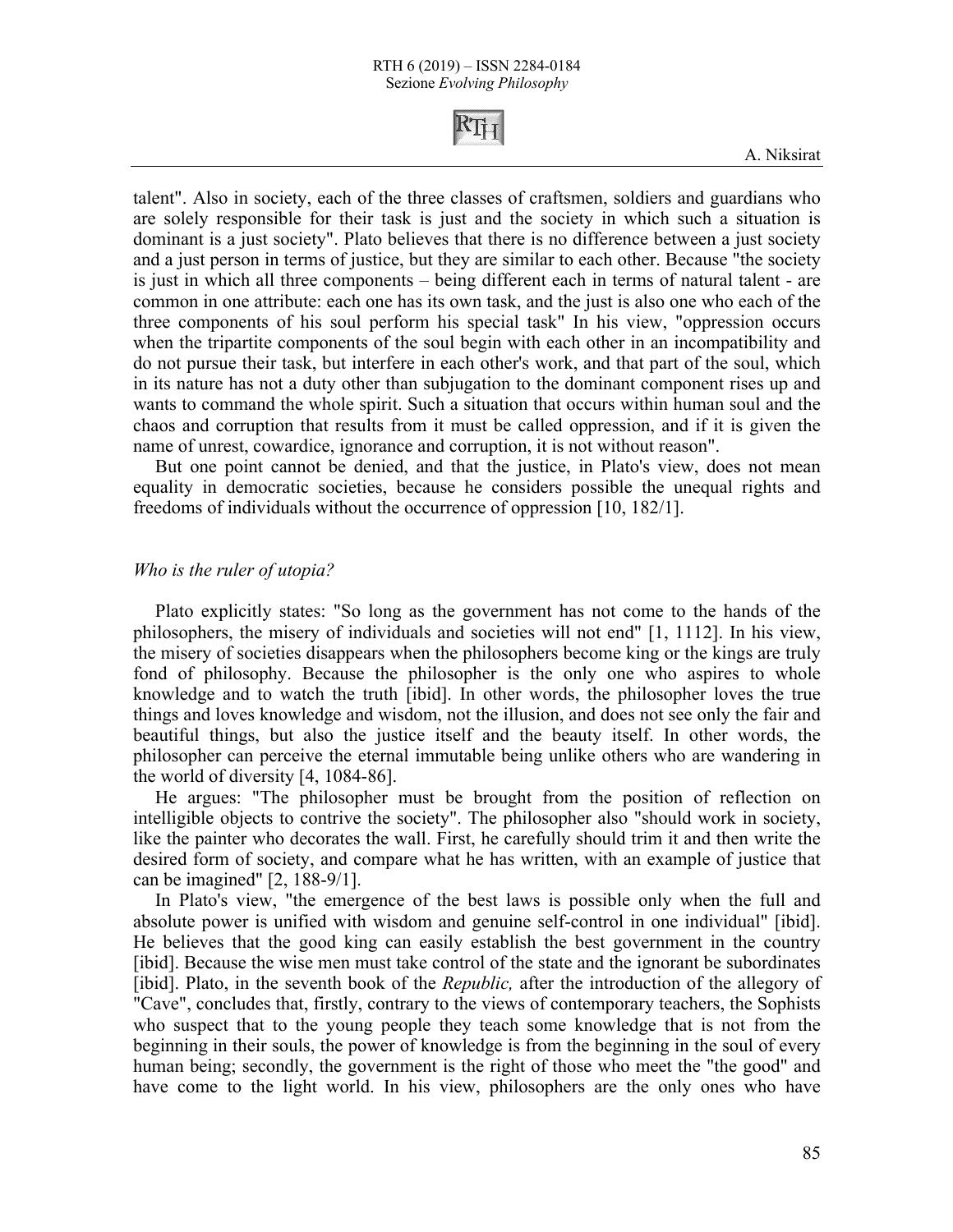talent". Also in society, each of the three classes of craftsmen, soldiers and guardians who are solely responsible for their task is just and the society in which such a situation is dominant is a just society". Plato believes that there is no difference between a just society and a just person in terms of justice, but they are similar to each other. Because "the society is just in which all three components – being different each in terms of natural talent - are common in one attribute: each one has its own task, and the just is also one who each of the three components of his soul perform his special task" In his view, "oppression occurs when the tripartite components of the soul begin with each other in an incompatibility and do not pursue their task, but interfere in each other's work, and that part of the soul, which in its nature has not a duty other than subjugation to the dominant component rises up and wants to command the whole spirit. Such a situation that occurs within human soul and the chaos and corruption that results from it must be called oppression, and if it is given the name of unrest, cowardice, ignorance and corruption, it is not without reason".

But one point cannot be denied, and that the justice, in Plato's view, does not mean equality in democratic societies, because he considers possible the unequal rights and freedoms of individuals without the occurrence of oppression [10, 182/1].

### *Who is the ruler of utopia?*

Plato explicitly states: "So long as the government has not come to the hands of the philosophers, the misery of individuals and societies will not end" [1, 1112]. In his view, the misery of societies disappears when the philosophers become king or the kings are truly fond of philosophy. Because the philosopher is the only one who aspires to whole knowledge and to watch the truth [ibid]. In other words, the philosopher loves the true things and loves knowledge and wisdom, not the illusion, and does not see only the fair and beautiful things, but also the justice itself and the beauty itself. In other words, the philosopher can perceive the eternal immutable being unlike others who are wandering in the world of diversity [4, 1084-86].

He argues: "The philosopher must be brought from the position of reflection on intelligible objects to contrive the society". The philosopher also "should work in society, like the painter who decorates the wall. First, he carefully should trim it and then write the desired form of society, and compare what he has written, with an example of justice that can be imagined" [2, 188-9/1].

In Plato's view, "the emergence of the best laws is possible only when the full and absolute power is unified with wisdom and genuine self-control in one individual" [ibid]. He believes that the good king can easily establish the best government in the country [ibid]. Because the wise men must take control of the state and the ignorant be subordinates [ibid]. Plato, in the seventh book of the *Republic,* after the introduction of the allegory of "Cave", concludes that, firstly, contrary to the views of contemporary teachers, the Sophists who suspect that to the young people they teach some knowledge that is not from the beginning in their souls, the power of knowledge is from the beginning in the soul of every human being; secondly, the government is the right of those who meet the "the good" and have come to the light world. In his view, philosophers are the only ones who have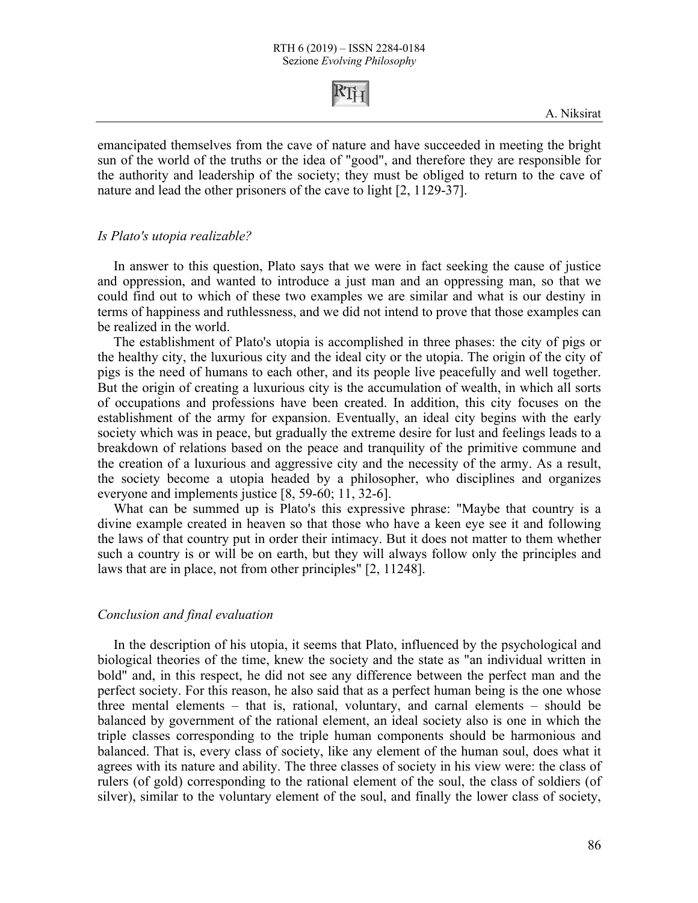emancipated themselves from the cave of nature and have succeeded in meeting the bright sun of the world of the truths or the idea of "good", and therefore they are responsible for the authority and leadership of the society; they must be obliged to return to the cave of nature and lead the other prisoners of the cave to light [2, 1129-37].

## *Is Plato's utopia realizable?*

In answer to this question, Plato says that we were in fact seeking the cause of justice and oppression, and wanted to introduce a just man and an oppressing man, so that we could find out to which of these two examples we are similar and what is our destiny in terms of happiness and ruthlessness, and we did not intend to prove that those examples can be realized in the world.

The establishment of Plato's utopia is accomplished in three phases: the city of pigs or the healthy city, the luxurious city and the ideal city or the utopia. The origin of the city of pigs is the need of humans to each other, and its people live peacefully and well together. But the origin of creating a luxurious city is the accumulation of wealth, in which all sorts of occupations and professions have been created. In addition, this city focuses on the establishment of the army for expansion. Eventually, an ideal city begins with the early society which was in peace, but gradually the extreme desire for lust and feelings leads to a breakdown of relations based on the peace and tranquility of the primitive commune and the creation of a luxurious and aggressive city and the necessity of the army. As a result, the society become a utopia headed by a philosopher, who disciplines and organizes everyone and implements justice [8, 59-60; 11, 32-6].

What can be summed up is Plato's this expressive phrase: "Maybe that country is a divine example created in heaven so that those who have a keen eye see it and following the laws of that country put in order their intimacy. But it does not matter to them whether such a country is or will be on earth, but they will always follow only the principles and laws that are in place, not from other principles" [2, 11248].

## *Conclusion and final evaluation*

In the description of his utopia, it seems that Plato, influenced by the psychological and biological theories of the time, knew the society and the state as "an individual written in bold" and, in this respect, he did not see any difference between the perfect man and the perfect society. For this reason, he also said that as a perfect human being is the one whose three mental elements – that is, rational, voluntary, and carnal elements – should be balanced by government of the rational element, an ideal society also is one in which the triple classes corresponding to the triple human components should be harmonious and balanced. That is, every class of society, like any element of the human soul, does what it agrees with its nature and ability. The three classes of society in his view were: the class of rulers (of gold) corresponding to the rational element of the soul, the class of soldiers (of silver), similar to the voluntary element of the soul, and finally the lower class of society,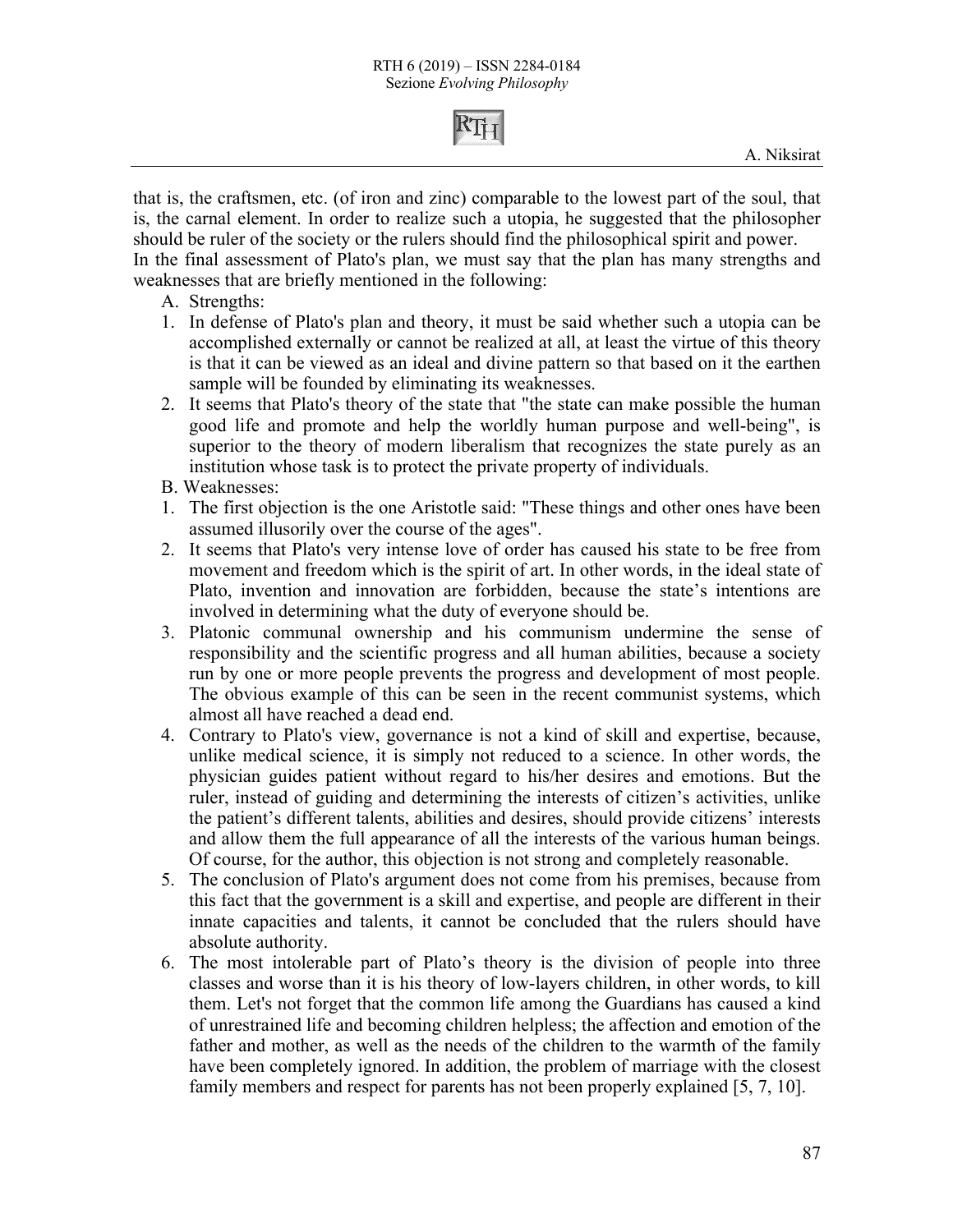that is, the craftsmen, etc. (of iron and zinc) comparable to the lowest part of the soul, that is, the carnal element. In order to realize such a utopia, he suggested that the philosopher should be ruler of the society or the rulers should find the philosophical spirit and power.
In the final assessment of Plato's plan, we must say that the plan has many strengths and weaknesses that are briefly mentioned in the following:

A. Strengths:

1. In defense of Plato's plan and theory, it must be said whether such a utopia can be accomplished externally or cannot be realized at all, at least the virtue of this theory is that it can be viewed as an ideal and divine pattern so that based on it the earthen sample will be founded by eliminating its weaknesses.
2. It seems that Plato's theory of the state that "the state can make possible the human good life and promote and help the worldly human purpose and well-being", is superior to the theory of modern liberalism that recognizes the state purely as an institution whose task is to protect the private property of individuals.

B. Weaknesses:

1. The first objection is the one Aristotle said: "These things and other ones have been assumed illusorily over the course of the ages".
2. It seems that Plato's very intense love of order has caused his state to be free from movement and freedom which is the spirit of art. In other words, in the ideal state of Plato, invention and innovation are forbidden, because the state's intentions are involved in determining what the duty of everyone should be.
3. Platonic communal ownership and his communism undermine the sense of responsibility and the scientific progress and all human abilities, because a society run by one or more people prevents the progress and development of most people. The obvious example of this can be seen in the recent communist systems, which almost all have reached a dead end.
4. Contrary to Plato's view, governance is not a kind of skill and expertise, because, unlike medical science, it is simply not reduced to a science. In other words, the physician guides patient without regard to his/her desires and emotions. But the ruler, instead of guiding and determining the interests of citizen's activities, unlike the patient's different talents, abilities and desires, should provide citizens' interests and allow them the full appearance of all the interests of the various human beings. Of course, for the author, this objection is not strong and completely reasonable.
5. The conclusion of Plato's argument does not come from his premises, because from this fact that the government is a skill and expertise, and people are different in their innate capacities and talents, it cannot be concluded that the rulers should have absolute authority.
6. The most intolerable part of Plato's theory is the division of people into three classes and worse than it is his theory of low-layers children, in other words, to kill them. Let's not forget that the common life among the Guardians has caused a kind of unrestrained life and becoming children helpless; the affection and emotion of the father and mother, as well as the needs of the children to the warmth of the family have been completely ignored. In addition, the problem of marriage with the closest family members and respect for parents has not been properly explained [5, 7, 10].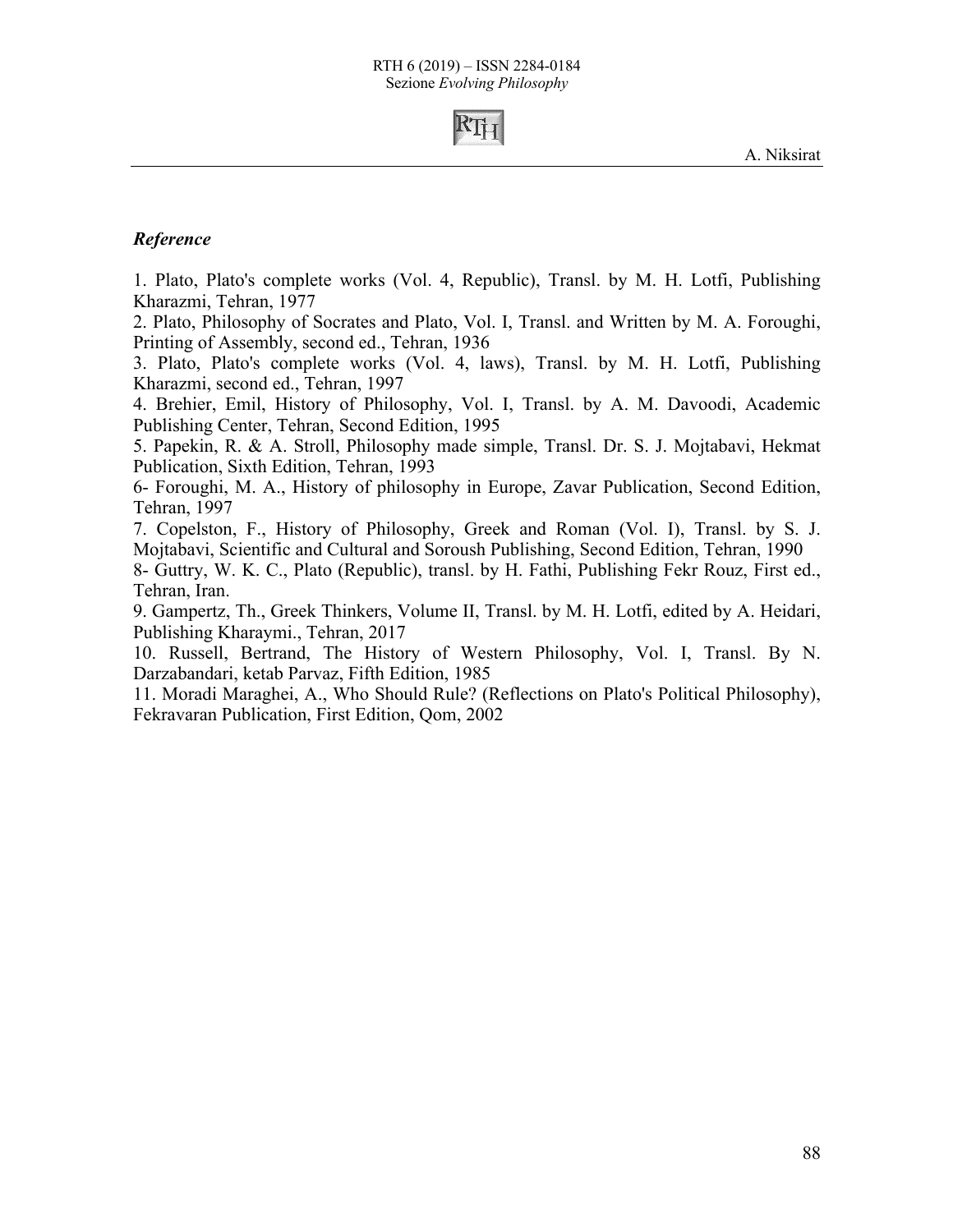### *Reference*

1. Plato, Plato's complete works (Vol. 4, Republic), Transl. by M. H. Lotfi, Publishing Kharazmi, Tehran, 1977
2. Plato, Philosophy of Socrates and Plato, Vol. I, Transl. and Written by M. A. Foroughi, Printing of Assembly, second ed., Tehran, 1936
3. Plato, Plato's complete works (Vol. 4, laws), Transl. by M. H. Lotfi, Publishing Kharazmi, second ed., Tehran, 1997
4. Brehier, Emil, History of Philosophy, Vol. I, Transl. by A. M. Davoodi, Academic Publishing Center, Tehran, Second Edition, 1995
5. Papekin, R. & A. Stroll, Philosophy made simple, Transl. Dr. S. J. Mojtabavi, Hekmat Publication, Sixth Edition, Tehran, 1993
6- Foroughi, M. A., History of philosophy in Europe, Zavar Publication, Second Edition, Tehran, 1997
7. Copelston, F., History of Philosophy, Greek and Roman (Vol. I), Transl. by S. J. Mojtabavi, Scientific and Cultural and Soroush Publishing, Second Edition, Tehran, 1990
8- Guttry, W. K. C., Plato (Republic), transl. by H. Fathi, Publishing Fekr Rouz, First ed., Tehran, Iran.
9. Gampertz, Th., Greek Thinkers, Volume II, Transl. by M. H. Lotfi, edited by A. Heidari, Publishing Kharaymi., Tehran, 2017
10. Russell, Bertrand, The History of Western Philosophy, Vol. I, Transl. By N. Darzabandari, ketab Parvaz, Fifth Edition, 1985
11. Moradi Maraghei, A., Who Should Rule? (Reflections on Plato's Political Philosophy), Fekravaran Publication, First Edition, Qom, 2002